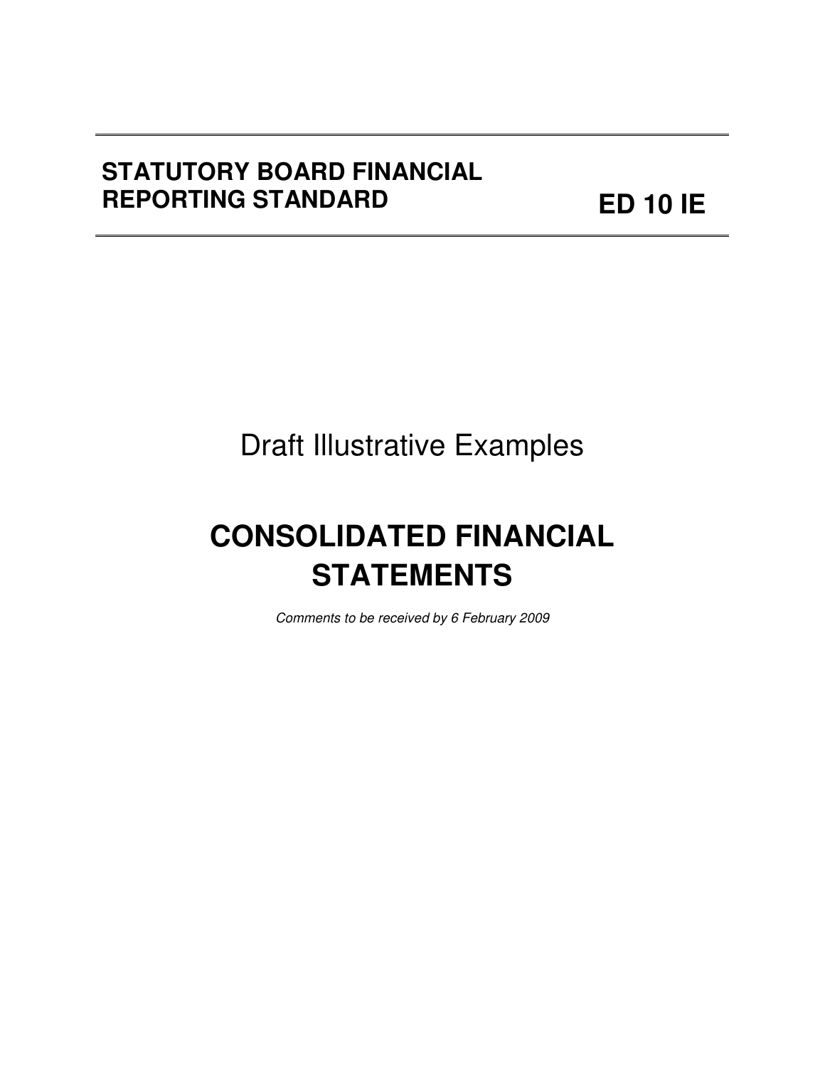**STATUTORY BOARD FINANCIAL REPORTING STANDARD**

**ED 10 IE**

Draft Illustrative Examples

# CONSOLIDATED FINANCIAL STATEMENTS

*Comments to be received by 6 February 2009*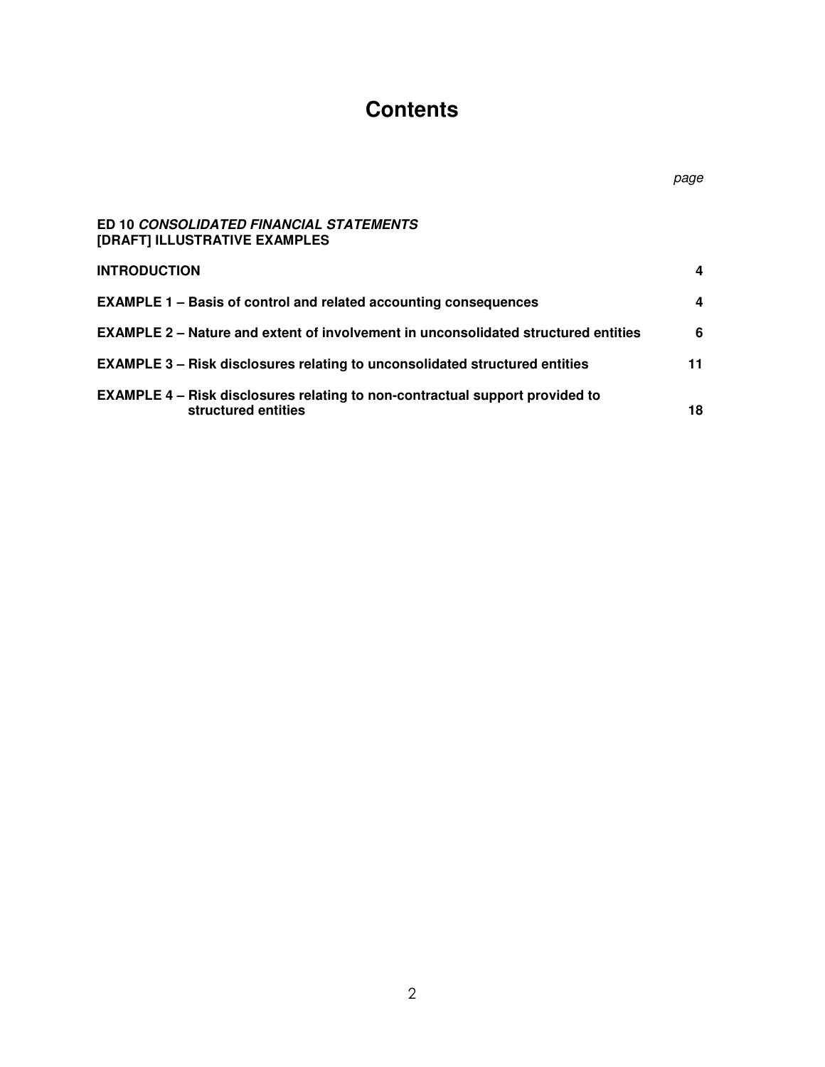# Contents

| | page |
|---|---|
| **ED 10 *CONSOLIDATED FINANCIAL STATEMENTS*** **[DRAFT] ILLUSTRATIVE EXAMPLES** | |
| **INTRODUCTION** | **4** |
| **EXAMPLE 1 – Basis of control and related accounting consequences** | **4** |
| **EXAMPLE 2 – Nature and extent of involvement in unconsolidated structured entities** | **6** |
| **EXAMPLE 3 – Risk disclosures relating to unconsolidated structured entities** | **11** |
| **EXAMPLE 4 – Risk disclosures relating to non-contractual support provided to structured entities** | **18** |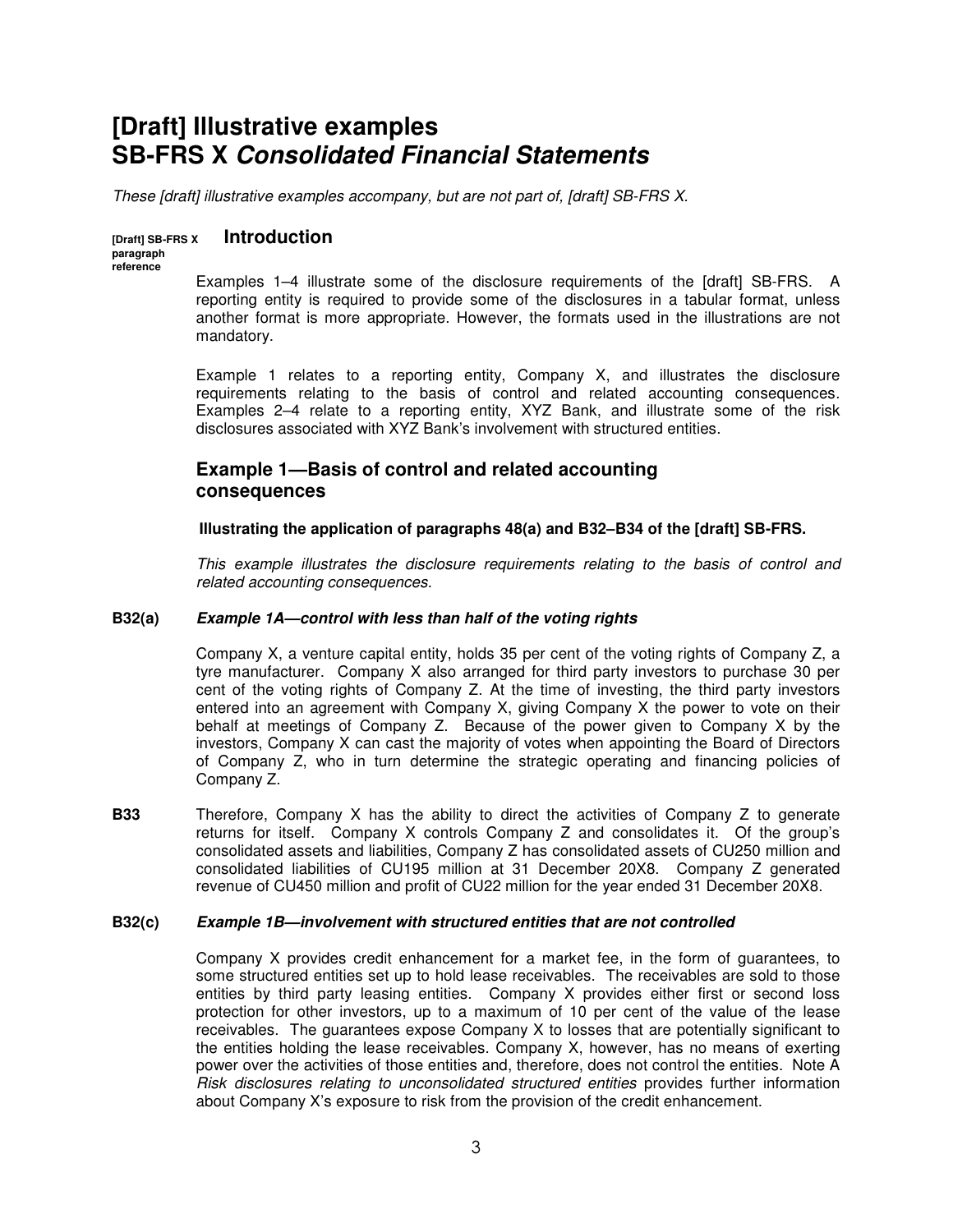# [Draft] Illustrative examples
# SB-FRS X *Consolidated Financial Statements*

*These [draft] illustrative examples accompany, but are not part of, [draft] SB-FRS X.*

**[Draft] SB-FRS X paragraph reference**

## Introduction

Examples 1–4 illustrate some of the disclosure requirements of the [draft] SB-FRS. A reporting entity is required to provide some of the disclosures in a tabular format, unless another format is more appropriate. However, the formats used in the illustrations are not mandatory.

Example 1 relates to a reporting entity, Company X, and illustrates the disclosure requirements relating to the basis of control and related accounting consequences. Examples 2–4 relate to a reporting entity, XYZ Bank, and illustrate some of the risk disclosures associated with XYZ Bank's involvement with structured entities.

## Example 1—Basis of control and related accounting consequences

**Illustrating the application of paragraphs 48(a) and B32–B34 of the [draft] SB-FRS.**

*This example illustrates the disclosure requirements relating to the basis of control and related accounting consequences.*

**B32(a)** ***Example 1A—control with less than half of the voting rights***

Company X, a venture capital entity, holds 35 per cent of the voting rights of Company Z, a tyre manufacturer. Company X also arranged for third party investors to purchase 30 per cent of the voting rights of Company Z. At the time of investing, the third party investors entered into an agreement with Company X, giving Company X the power to vote on their behalf at meetings of Company Z. Because of the power given to Company X by the investors, Company X can cast the majority of votes when appointing the Board of Directors of Company Z, who in turn determine the strategic operating and financing policies of Company Z.

**B33** Therefore, Company X has the ability to direct the activities of Company Z to generate returns for itself. Company X controls Company Z and consolidates it. Of the group's consolidated assets and liabilities, Company Z has consolidated assets of CU250 million and consolidated liabilities of CU195 million at 31 December 20X8. Company Z generated revenue of CU450 million and profit of CU22 million for the year ended 31 December 20X8.

**B32(c)** ***Example 1B—involvement with structured entities that are not controlled***

Company X provides credit enhancement for a market fee, in the form of guarantees, to some structured entities set up to hold lease receivables. The receivables are sold to those entities by third party leasing entities. Company X provides either first or second loss protection for other investors, up to a maximum of 10 per cent of the value of the lease receivables. The guarantees expose Company X to losses that are potentially significant to the entities holding the lease receivables. Company X, however, has no means of exerting power over the activities of those entities and, therefore, does not control the entities. Note A *Risk disclosures relating to unconsolidated structured entities* provides further information about Company X's exposure to risk from the provision of the credit enhancement.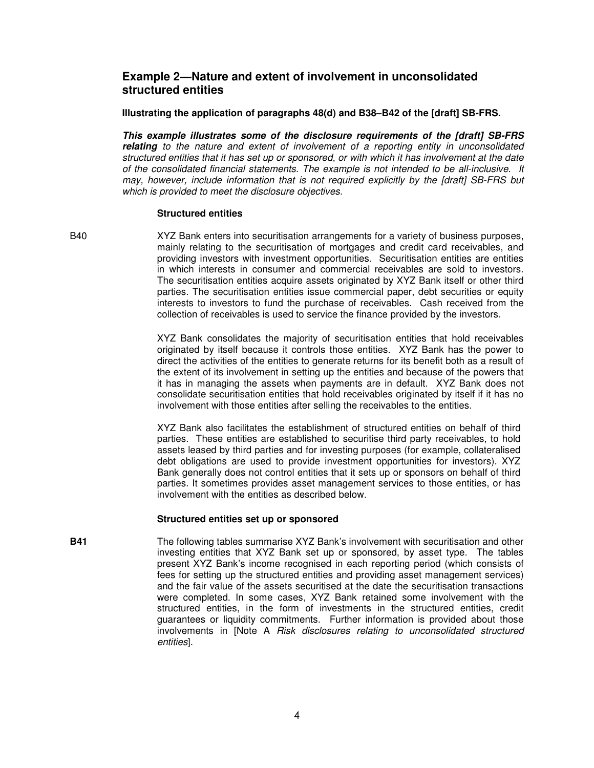## Example 2—Nature and extent of involvement in unconsolidated structured entities

**Illustrating the application of paragraphs 48(d) and B38–B42 of the [draft] SB-FRS.**

***This example illustrates some of the disclosure requirements of the [draft] SB-FRS relating*** *to the nature and extent of involvement of a reporting entity in unconsolidated structured entities that it has set up or sponsored, or with which it has involvement at the date of the consolidated financial statements. The example is not intended to be all-inclusive. It may, however, include information that is not required explicitly by the [draft] SB-FRS but which is provided to meet the disclosure objectives.*

**Structured entities**

B40 XYZ Bank enters into securitisation arrangements for a variety of business purposes, mainly relating to the securitisation of mortgages and credit card receivables, and providing investors with investment opportunities. Securitisation entities are entities in which interests in consumer and commercial receivables are sold to investors. The securitisation entities acquire assets originated by XYZ Bank itself or other third parties. The securitisation entities issue commercial paper, debt securities or equity interests to investors to fund the purchase of receivables. Cash received from the collection of receivables is used to service the finance provided by the investors.

XYZ Bank consolidates the majority of securitisation entities that hold receivables originated by itself because it controls those entities. XYZ Bank has the power to direct the activities of the entities to generate returns for its benefit both as a result of the extent of its involvement in setting up the entities and because of the powers that it has in managing the assets when payments are in default. XYZ Bank does not consolidate securitisation entities that hold receivables originated by itself if it has no involvement with those entities after selling the receivables to the entities.

XYZ Bank also facilitates the establishment of structured entities on behalf of third parties. These entities are established to securitise third party receivables, to hold assets leased by third parties and for investing purposes (for example, collateralised debt obligations are used to provide investment opportunities for investors). XYZ Bank generally does not control entities that it sets up or sponsors on behalf of third parties. It sometimes provides asset management services to those entities, or has involvement with the entities as described below.

**Structured entities set up or sponsored**

**B41** The following tables summarise XYZ Bank's involvement with securitisation and other investing entities that XYZ Bank set up or sponsored, by asset type. The tables present XYZ Bank's income recognised in each reporting period (which consists of fees for setting up the structured entities and providing asset management services) and the fair value of the assets securitised at the date the securitisation transactions were completed. In some cases, XYZ Bank retained some involvement with the structured entities, in the form of investments in the structured entities, credit guarantees or liquidity commitments. Further information is provided about those involvements in [Note A *Risk disclosures relating to unconsolidated structured entities*].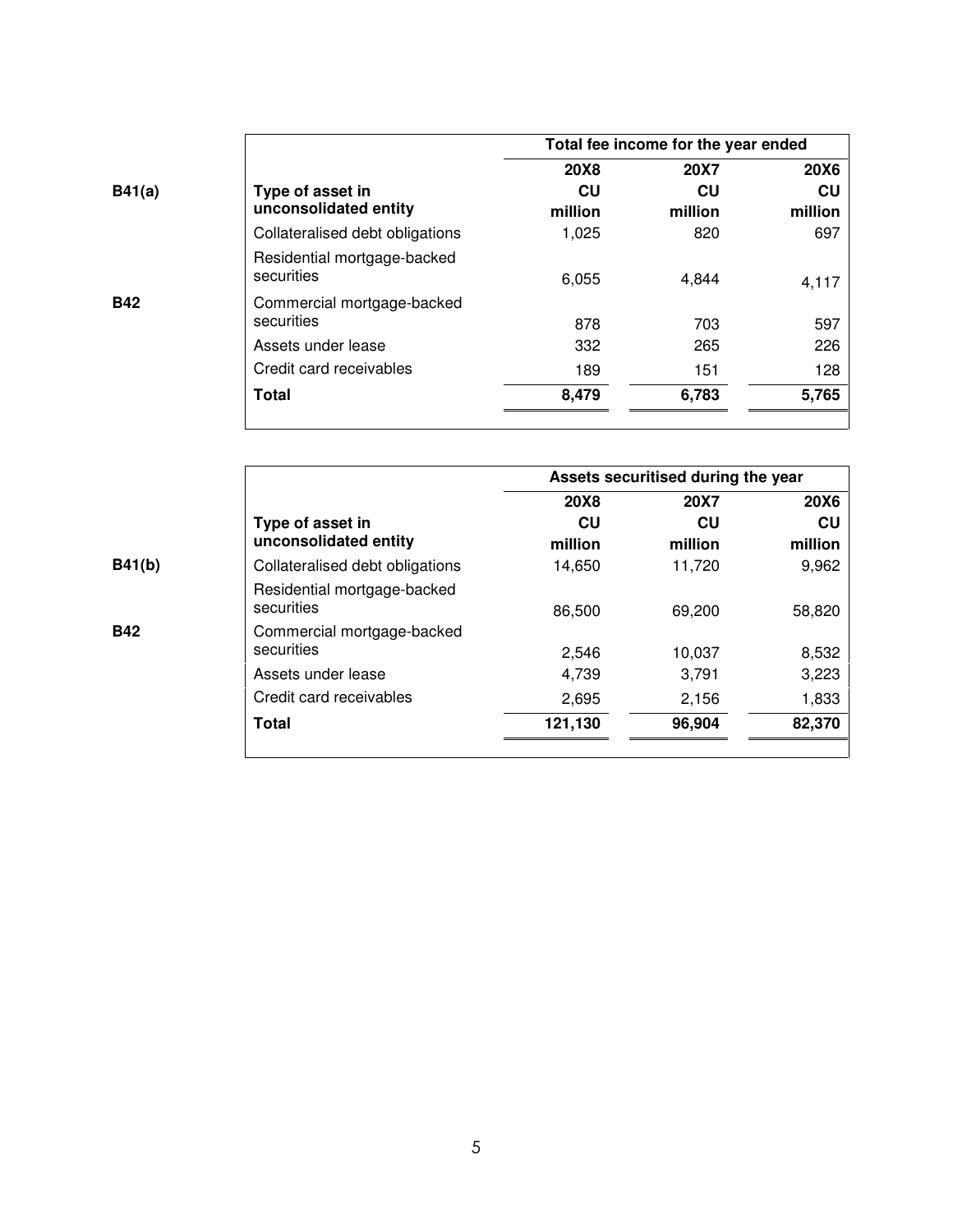B41(a)

B42

| Type of asset in unconsolidated entity | Total fee income for the year ended | | |
|---|---|---|---|
| | 20X8 CU million | 20X7 CU million | 20X6 CU million |
| Collateralised debt obligations | 1,025 | 820 | 697 |
| Residential mortgage-backed securities | 6,055 | 4,844 | 4,117 |
| Commercial mortgage-backed securities | 878 | 703 | 597 |
| Assets under lease | 332 | 265 | 226 |
| Credit card receivables | 189 | 151 | 128 |
| **Total** | **8,479** | **6,783** | **5,765** |

B41(b)

B42

| Type of asset in unconsolidated entity | Assets securitised during the year | | |
|---|---|---|---|
| | 20X8 CU million | 20X7 CU million | 20X6 CU million |
| Collateralised debt obligations | 14,650 | 11,720 | 9,962 |
| Residential mortgage-backed securities | 86,500 | 69,200 | 58,820 |
| Commercial mortgage-backed securities | 2,546 | 10,037 | 8,532 |
| Assets under lease | 4,739 | 3,791 | 3,223 |
| Credit card receivables | 2,695 | 2,156 | 1,833 |
| **Total** | **121,130** | **96,904** | **82,370** |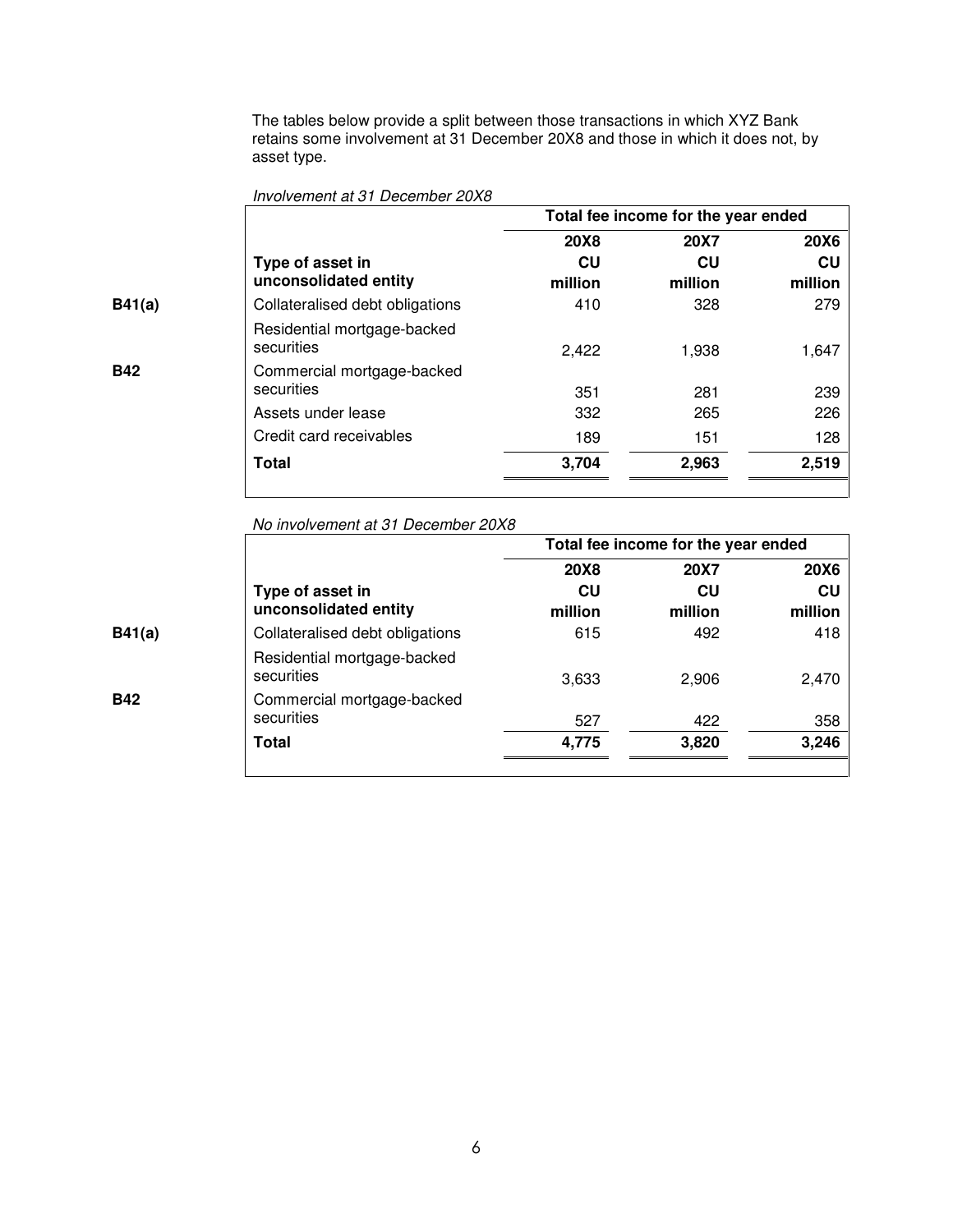The tables below provide a split between those transactions in which XYZ Bank retains some involvement at 31 December 20X8 and those in which it does not, by asset type.

*Involvement at 31 December 20X8*

| | | Total fee income for the year ended | | |
|---|---|---|---|---|
| | | **20X8** | **20X7** | **20X6** |
| | **Type of asset in unconsolidated entity** | **CU million** | **CU million** | **CU million** |
| **B41(a)** | Collateralised debt obligations | 410 | 328 | 279 |
| | Residential mortgage-backed securities | 2,422 | 1,938 | 1,647 |
| **B42** | Commercial mortgage-backed securities | 351 | 281 | 239 |
| | Assets under lease | 332 | 265 | 226 |
| | Credit card receivables | 189 | 151 | 128 |
| | **Total** | **3,704** | **2,963** | **2,519** |

*No involvement at 31 December 20X8*

| | | Total fee income for the year ended | | |
|---|---|---|---|---|
| | | **20X8** | **20X7** | **20X6** |
| | **Type of asset in unconsolidated entity** | **CU million** | **CU million** | **CU million** |
| **B41(a)** | Collateralised debt obligations | 615 | 492 | 418 |
| | Residential mortgage-backed securities | 3,633 | 2,906 | 2,470 |
| **B42** | Commercial mortgage-backed securities | 527 | 422 | 358 |
| | **Total** | **4,775** | **3,820** | **3,246** |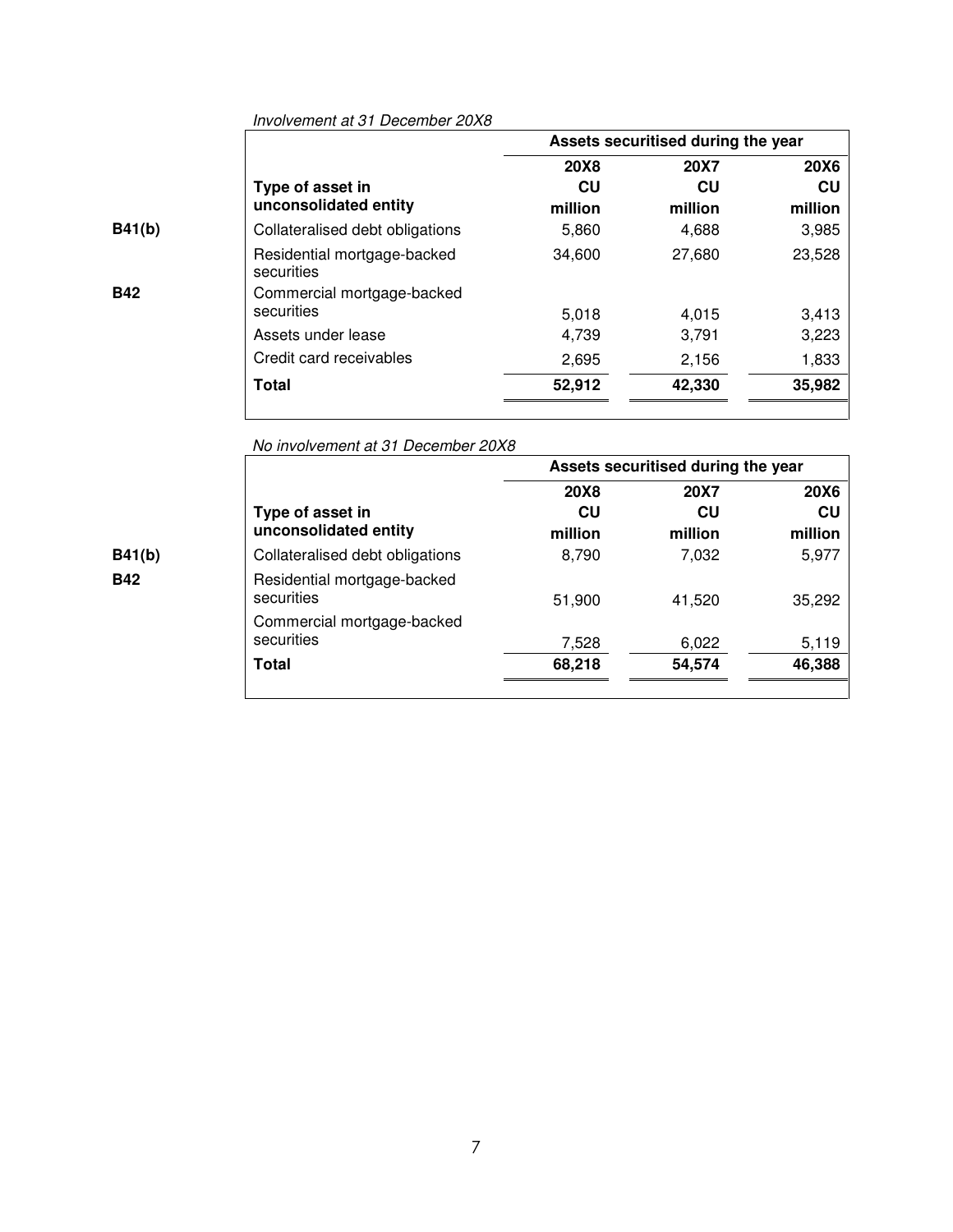*Involvement at 31 December 20X8*

| | | Assets securitised during the year | | |
|---|---|---|---|---|
| | Type of asset in unconsolidated entity | 20X8 CU million | 20X7 CU million | 20X6 CU million |
| B41(b) | Collateralised debt obligations | 5,860 | 4,688 | 3,985 |
| | Residential mortgage-backed securities | 34,600 | 27,680 | 23,528 |
| B42 | Commercial mortgage-backed securities | 5,018 | 4,015 | 3,413 |
| | Assets under lease | 4,739 | 3,791 | 3,223 |
| | Credit card receivables | 2,695 | 2,156 | 1,833 |
| | **Total** | **52,912** | **42,330** | **35,982** |

*No involvement at 31 December 20X8*

| | | Assets securitised during the year | | |
|---|---|---|---|---|
| | Type of asset in unconsolidated entity | 20X8 CU million | 20X7 CU million | 20X6 CU million |
| B41(b) | Collateralised debt obligations | 8,790 | 7,032 | 5,977 |
| B42 | Residential mortgage-backed securities | 51,900 | 41,520 | 35,292 |
| | Commercial mortgage-backed securities | 7,528 | 6,022 | 5,119 |
| | **Total** | **68,218** | **54,574** | **46,388** |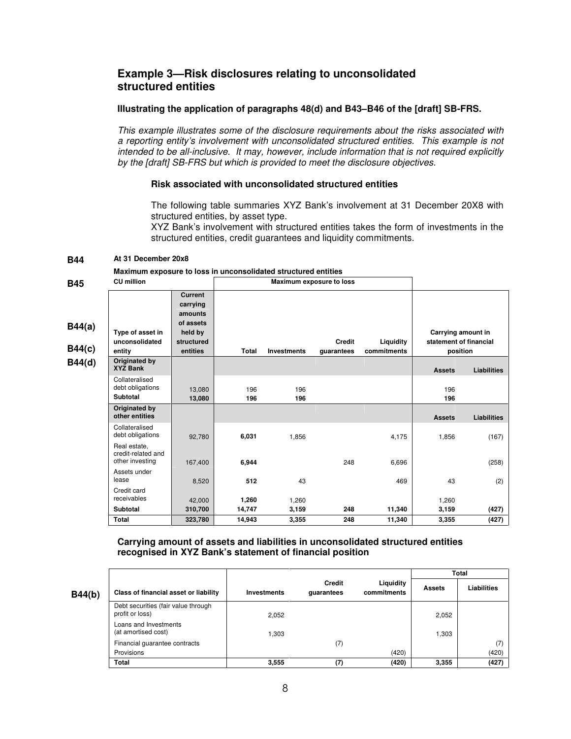## Example 3—Risk disclosures relating to unconsolidated structured entities

**Illustrating the application of paragraphs 48(d) and B43–B46 of the [draft] SB-FRS.**

*This example illustrates some of the disclosure requirements about the risks associated with a reporting entity's involvement with unconsolidated structured entities. This example is not intended to be all-inclusive. It may, however, include information that is not required explicitly by the [draft] SB-FRS but which is provided to meet the disclosure objectives.*

**Risk associated with unconsolidated structured entities**

The following table summaries XYZ Bank's involvement at 31 December 20X8 with structured entities, by asset type.

XYZ Bank's involvement with structured entities takes the form of investments in the structured entities, credit guarantees and liquidity commitments.

B44 **At 31 December 20x8**

**Maximum exposure to loss in unconsolidated structured entities**

B45 **CU million**

B44(a) B44(c) B44(d)

| Type of asset in unconsolidated entity | Current carrying amounts of assets held by structured entities | Maximum exposure to loss | | | | Carrying amount in statement of financial position | |
|---|---|---|---|---|---|---|---|
| | | Total | Investments | Credit guarantees | Liquidity commitments | | |
| **Originated by XYZ Bank** | | | | | | **Assets** | **Liabilities** |
| Collateralised debt obligations | 13,080 | 196 | 196 | | | 196 | |
| **Subtotal** | **13,080** | **196** | **196** | | | **196** | |
| **Originated by other entities** | | | | | | **Assets** | **Liabilities** |
| Collateralised debt obligations | 92,780 | **6,031** | 1,856 | | 4,175 | 1,856 | (167) |
| Real estate, credit-related and other investing | 167,400 | **6,944** | | 248 | 6,696 | | (258) |
| Assets under lease | 8,520 | **512** | 43 | | 469 | 43 | (2) |
| Credit card receivables | 42,000 | **1,260** | 1,260 | | | 1,260 | |
| **Subtotal** | **310,700** | **14,747** | **3,159** | **248** | **11,340** | **3,159** | **(427)** |
| **Total** | **323,780** | **14,943** | **3,355** | **248** | **11,340** | **3,355** | **(427)** |

**Carrying amount of assets and liabilities in unconsolidated structured entities recognised in XYZ Bank's statement of financial position**

B44(b)

| Class of financial asset or liability | Investments | Credit guarantees | Liquidity commitments | Total | |
|---|---|---|---|---|---|
| | | | | Assets | Liabilities |
| Debt securities (fair value through profit or loss) | 2,052 | | | 2,052 | |
| Loans and Investments (at amortised cost) | 1,303 | | | 1,303 | |
| Financial guarantee contracts | | (7) | | | (7) |
| Provisions | | | (420) | | (420) |
| **Total** | **3,555** | **(7)** | **(420)** | **3,355** | **(427)** |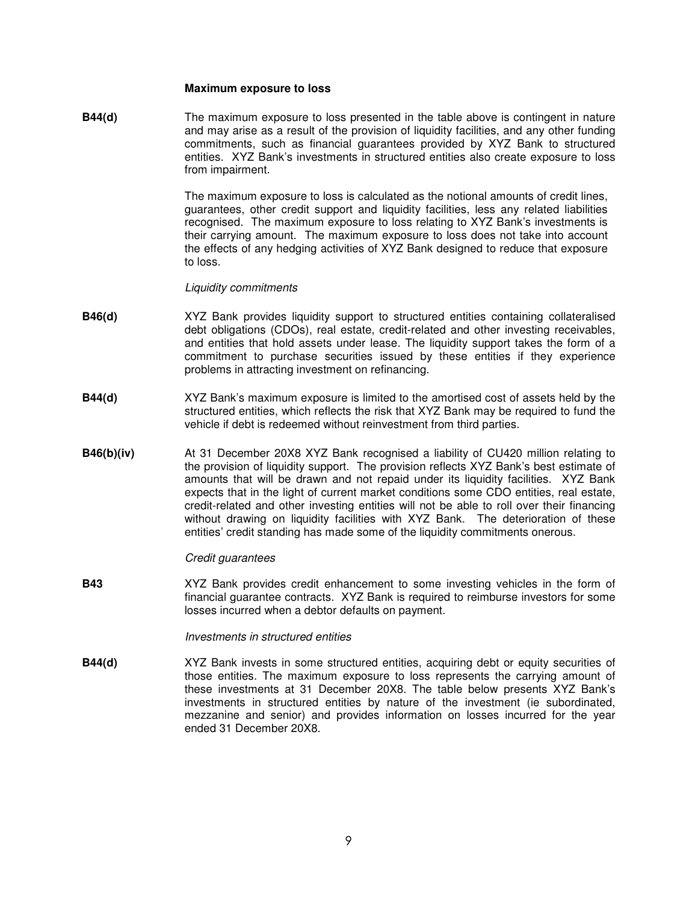**Maximum exposure to loss**

**B44(d)** The maximum exposure to loss presented in the table above is contingent in nature and may arise as a result of the provision of liquidity facilities, and any other funding commitments, such as financial guarantees provided by XYZ Bank to structured entities. XYZ Bank's investments in structured entities also create exposure to loss from impairment.

The maximum exposure to loss is calculated as the notional amounts of credit lines, guarantees, other credit support and liquidity facilities, less any related liabilities recognised. The maximum exposure to loss relating to XYZ Bank's investments is their carrying amount. The maximum exposure to loss does not take into account the effects of any hedging activities of XYZ Bank designed to reduce that exposure to loss.

*Liquidity commitments*

**B46(d)** XYZ Bank provides liquidity support to structured entities containing collateralised debt obligations (CDOs), real estate, credit-related and other investing receivables, and entities that hold assets under lease. The liquidity support takes the form of a commitment to purchase securities issued by these entities if they experience problems in attracting investment on refinancing.

**B44(d)** XYZ Bank's maximum exposure is limited to the amortised cost of assets held by the structured entities, which reflects the risk that XYZ Bank may be required to fund the vehicle if debt is redeemed without reinvestment from third parties.

**B46(b)(iv)** At 31 December 20X8 XYZ Bank recognised a liability of CU420 million relating to the provision of liquidity support. The provision reflects XYZ Bank's best estimate of amounts that will be drawn and not repaid under its liquidity facilities. XYZ Bank expects that in the light of current market conditions some CDO entities, real estate, credit-related and other investing entities will not be able to roll over their financing without drawing on liquidity facilities with XYZ Bank. The deterioration of these entities' credit standing has made some of the liquidity commitments onerous.

*Credit guarantees*

**B43** XYZ Bank provides credit enhancement to some investing vehicles in the form of financial guarantee contracts. XYZ Bank is required to reimburse investors for some losses incurred when a debtor defaults on payment.

*Investments in structured entities*

**B44(d)** XYZ Bank invests in some structured entities, acquiring debt or equity securities of those entities. The maximum exposure to loss represents the carrying amount of these investments at 31 December 20X8. The table below presents XYZ Bank's investments in structured entities by nature of the investment (ie subordinated, mezzanine and senior) and provides information on losses incurred for the year ended 31 December 20X8.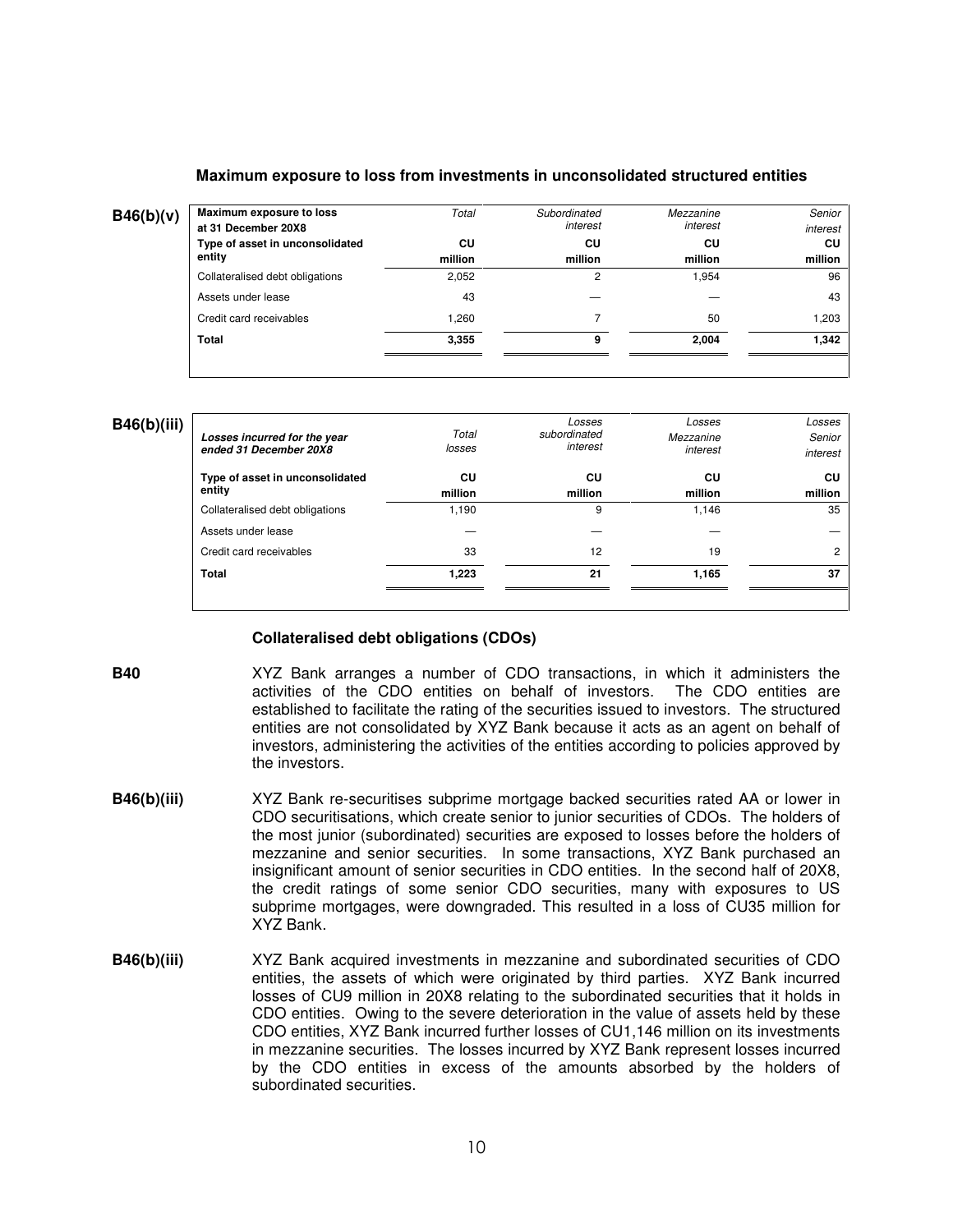**Maximum exposure to loss from investments in unconsolidated structured entities**

B46(b)(v)

| Maximum exposure to loss at 31 December 20X8 | *Total* | *Subordinated interest* | *Mezzanine interest* | *Senior interest* |
|---|---|---|---|---|
| **Type of asset in unconsolidated entity** | **CU million** | **CU million** | **CU million** | **CU million** |
| Collateralised debt obligations | 2,052 | 2 | 1,954 | 96 |
| Assets under lease | 43 | — | — | 43 |
| Credit card receivables | 1,260 | 7 | 50 | 1,203 |
| **Total** | **3,355** | **9** | **2,004** | **1,342** |

B46(b)(iii)

| *Losses incurred for the year ended 31 December 20X8* | *Total losses* | *Losses subordinated interest* | *Losses Mezzanine interest* | *Losses Senior interest* |
|---|---|---|---|---|
| **Type of asset in unconsolidated entity** | **CU million** | **CU million** | **CU million** | **CU million** |
| Collateralised debt obligations | 1,190 | 9 | 1,146 | 35 |
| Assets under lease | — | — | — | — |
| Credit card receivables | 33 | 12 | 19 | 2 |
| **Total** | **1,223** | **21** | **1,165** | **37** |

**Collateralised debt obligations (CDOs)**

**B40** XYZ Bank arranges a number of CDO transactions, in which it administers the activities of the CDO entities on behalf of investors. The CDO entities are established to facilitate the rating of the securities issued to investors. The structured entities are not consolidated by XYZ Bank because it acts as an agent on behalf of investors, administering the activities of the entities according to policies approved by the investors.

**B46(b)(iii)** XYZ Bank re-securitises subprime mortgage backed securities rated AA or lower in CDO securitisations, which create senior to junior securities of CDOs. The holders of the most junior (subordinated) securities are exposed to losses before the holders of mezzanine and senior securities. In some transactions, XYZ Bank purchased an insignificant amount of senior securities in CDO entities. In the second half of 20X8, the credit ratings of some senior CDO securities, many with exposures to US subprime mortgages, were downgraded. This resulted in a loss of CU35 million for XYZ Bank.

**B46(b)(iii)** XYZ Bank acquired investments in mezzanine and subordinated securities of CDO entities, the assets of which were originated by third parties. XYZ Bank incurred losses of CU9 million in 20X8 relating to the subordinated securities that it holds in CDO entities. Owing to the severe deterioration in the value of assets held by these CDO entities, XYZ Bank incurred further losses of CU1,146 million on its investments in mezzanine securities. The losses incurred by XYZ Bank represent losses incurred by the CDO entities in excess of the amounts absorbed by the holders of subordinated securities.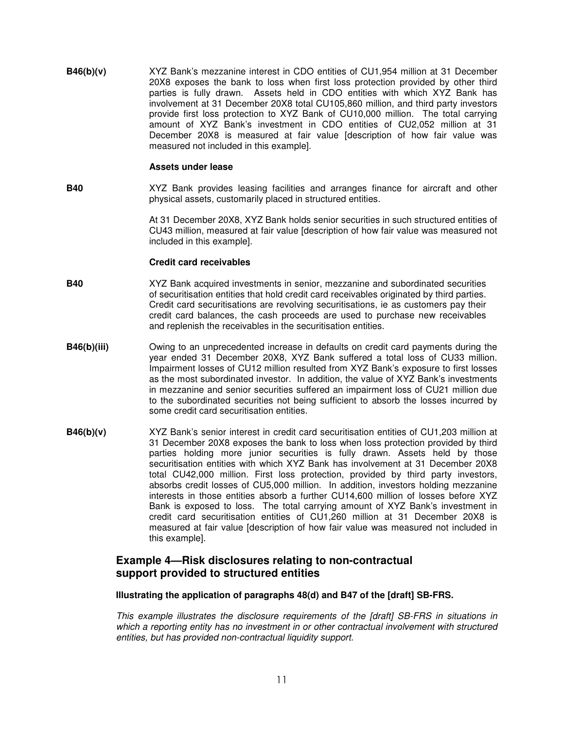**B46(b)(v)** XYZ Bank's mezzanine interest in CDO entities of CU1,954 million at 31 December 20X8 exposes the bank to loss when first loss protection provided by other third parties is fully drawn. Assets held in CDO entities with which XYZ Bank has involvement at 31 December 20X8 total CU105,860 million, and third party investors provide first loss protection to XYZ Bank of CU10,000 million. The total carrying amount of XYZ Bank's investment in CDO entities of CU2,052 million at 31 December 20X8 is measured at fair value [description of how fair value was measured not included in this example].

**Assets under lease**

**B40** XYZ Bank provides leasing facilities and arranges finance for aircraft and other physical assets, customarily placed in structured entities.

At 31 December 20X8, XYZ Bank holds senior securities in such structured entities of CU43 million, measured at fair value [description of how fair value was measured not included in this example].

**Credit card receivables**

**B40** XYZ Bank acquired investments in senior, mezzanine and subordinated securities of securitisation entities that hold credit card receivables originated by third parties. Credit card securitisations are revolving securitisations, ie as customers pay their credit card balances, the cash proceeds are used to purchase new receivables and replenish the receivables in the securitisation entities.

**B46(b)(iii)** Owing to an unprecedented increase in defaults on credit card payments during the year ended 31 December 20X8, XYZ Bank suffered a total loss of CU33 million. Impairment losses of CU12 million resulted from XYZ Bank's exposure to first losses as the most subordinated investor. In addition, the value of XYZ Bank's investments in mezzanine and senior securities suffered an impairment loss of CU21 million due to the subordinated securities not being sufficient to absorb the losses incurred by some credit card securitisation entities.

**B46(b)(v)** XYZ Bank's senior interest in credit card securitisation entities of CU1,203 million at 31 December 20X8 exposes the bank to loss when loss protection provided by third parties holding more junior securities is fully drawn. Assets held by those securitisation entities with which XYZ Bank has involvement at 31 December 20X8 total CU42,000 million. First loss protection, provided by third party investors, absorbs credit losses of CU5,000 million. In addition, investors holding mezzanine interests in those entities absorb a further CU14,600 million of losses before XYZ Bank is exposed to loss. The total carrying amount of XYZ Bank's investment in credit card securitisation entities of CU1,260 million at 31 December 20X8 is measured at fair value [description of how fair value was measured not included in this example].

## Example 4—Risk disclosures relating to non-contractual support provided to structured entities

**Illustrating the application of paragraphs 48(d) and B47 of the [draft] SB-FRS.**

*This example illustrates the disclosure requirements of the [draft] SB-FRS in situations in which a reporting entity has no investment in or other contractual involvement with structured entities, but has provided non-contractual liquidity support.*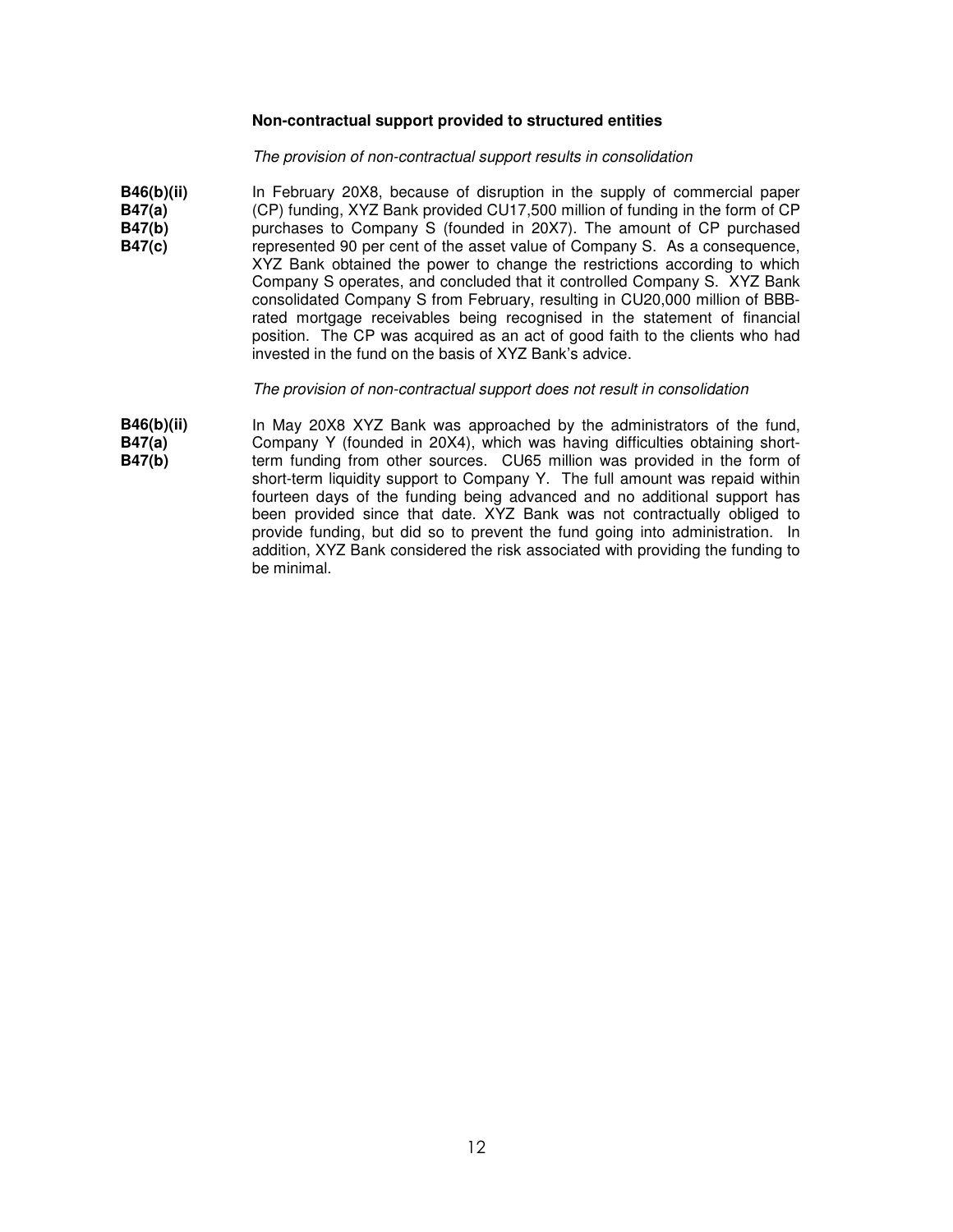**Non-contractual support provided to structured entities**

*The provision of non-contractual support results in consolidation*

**B46(b)(ii)**
**B47(a)**
**B47(b)**
**B47(c)**

In February 20X8, because of disruption in the supply of commercial paper (CP) funding, XYZ Bank provided CU17,500 million of funding in the form of CP purchases to Company S (founded in 20X7). The amount of CP purchased represented 90 per cent of the asset value of Company S. As a consequence, XYZ Bank obtained the power to change the restrictions according to which Company S operates, and concluded that it controlled Company S. XYZ Bank consolidated Company S from February, resulting in CU20,000 million of BBB-rated mortgage receivables being recognised in the statement of financial position. The CP was acquired as an act of good faith to the clients who had invested in the fund on the basis of XYZ Bank's advice.

*The provision of non-contractual support does not result in consolidation*

**B46(b)(ii)**
**B47(a)**
**B47(b)**

In May 20X8 XYZ Bank was approached by the administrators of the fund, Company Y (founded in 20X4), which was having difficulties obtaining short-term funding from other sources. CU65 million was provided in the form of short-term liquidity support to Company Y. The full amount was repaid within fourteen days of the funding being advanced and no additional support has been provided since that date. XYZ Bank was not contractually obliged to provide funding, but did so to prevent the fund going into administration. In addition, XYZ Bank considered the risk associated with providing the funding to be minimal.